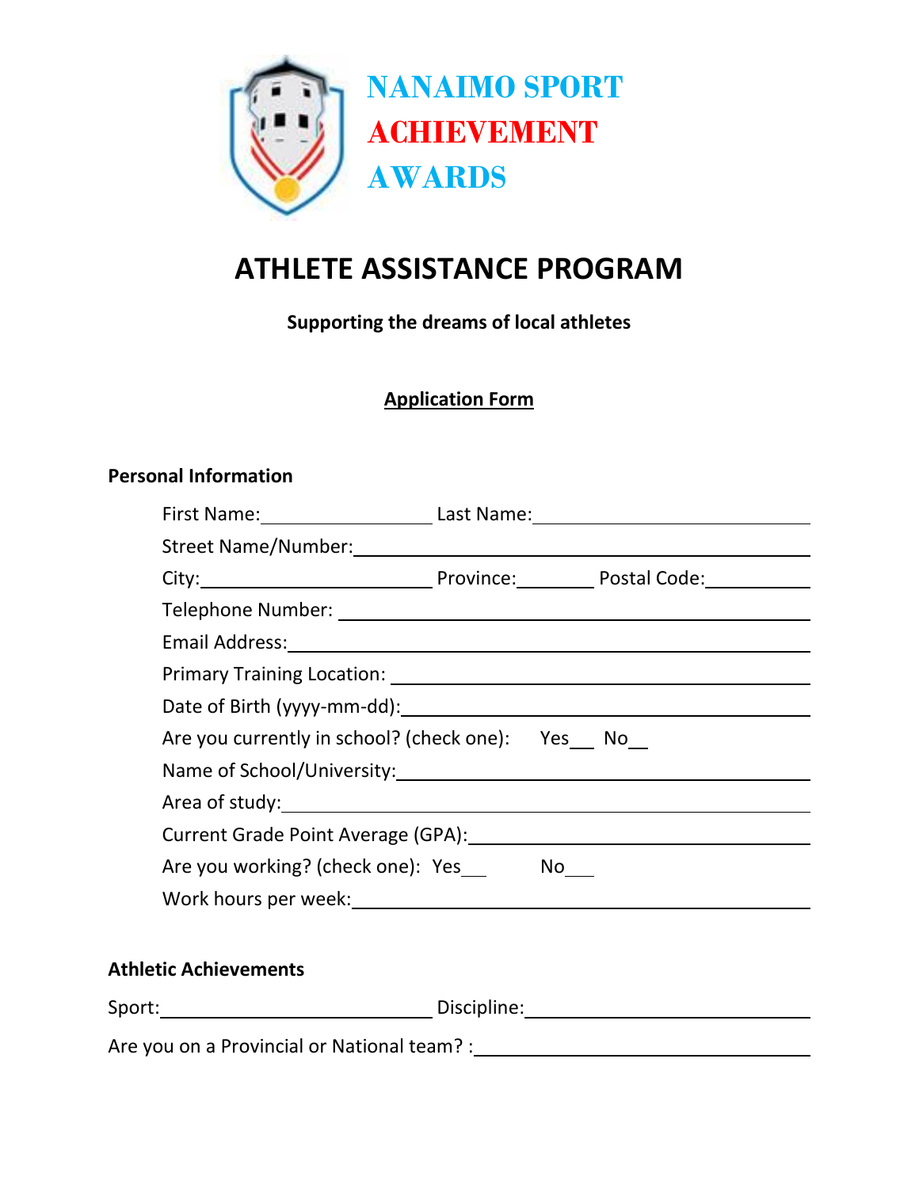# NANAIMO SPORT ACHIEVEMENT AWARDS

# ATHLETE ASSISTANCE PROGRAM

**Supporting the dreams of local athletes**

**Application Form**

**Personal Information**

First Name:________________ Last Name:________________________

Street Name/Number:________________________________________

City:______________________ Province:________ Postal Code:__________

Telephone Number: __________________________________________

Email Address:______________________________________________

Primary Training Location: ____________________________________

Date of Birth (yyyy-mm-dd):___________________________________

Are you currently in school? (check one): Yes__ No__

Name of School/University:____________________________________

Area of study:_______________________________________________

Current Grade Point Average (GPA):_____________________________

Are you working? (check one): Yes__ No__

Work hours per week:_________________________________________

**Athletic Achievements**

Sport:__________________________ Discipline:__________________________

Are you on a Provincial or National team? :______________________________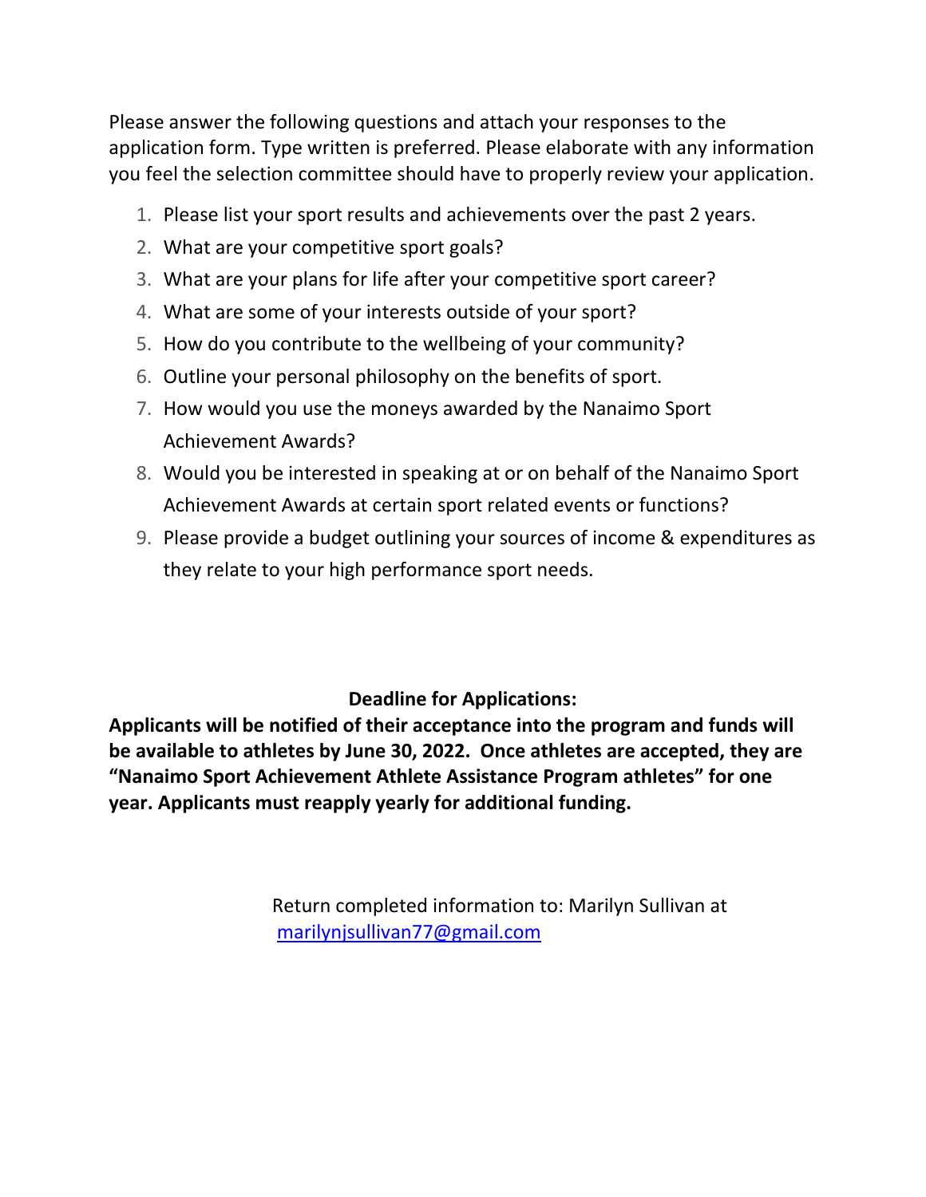Please answer the following questions and attach your responses to the application form. Type written is preferred. Please elaborate with any information you feel the selection committee should have to properly review your application.

1. Please list your sport results and achievements over the past 2 years.
2. What are your competitive sport goals?
3. What are your plans for life after your competitive sport career?
4. What are some of your interests outside of your sport?
5. How do you contribute to the wellbeing of your community?
6. Outline your personal philosophy on the benefits of sport.
7. How would you use the moneys awarded by the Nanaimo Sport Achievement Awards?
8. Would you be interested in speaking at or on behalf of the Nanaimo Sport Achievement Awards at certain sport related events or functions?
9. Please provide a budget outlining your sources of income & expenditures as they relate to your high performance sport needs.

**Deadline for Applications:**

**Applicants will be notified of their acceptance into the program and funds will be available to athletes by June 30, 2022. Once athletes are accepted, they are "Nanaimo Sport Achievement Athlete Assistance Program athletes" for one year. Applicants must reapply yearly for additional funding.**

Return completed information to: Marilyn Sullivan at marilynjsullivan77@gmail.com